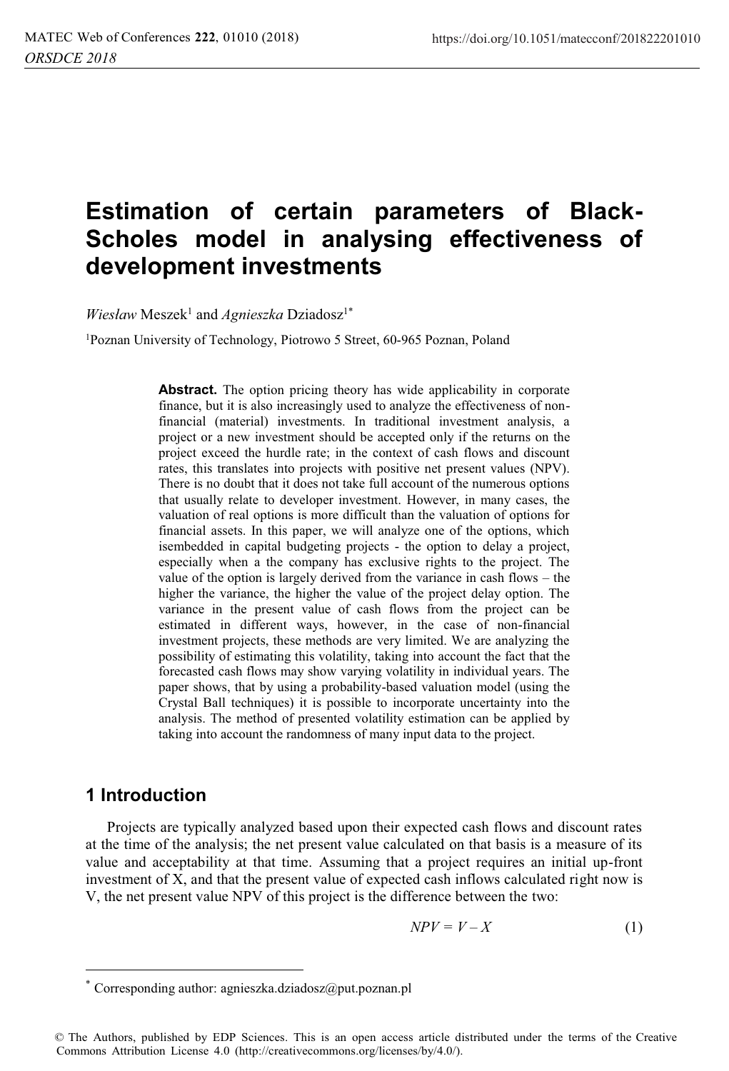# Estimation of certain parameters of Black-Scholes model in analysing effectiveness of development investments

*Wiesław* Meszek[1] and *Agnieszka* Dziadosz[1*]

[1]Poznan University of Technology, Piotrowo 5 Street, 60-965 Poznan, Poland

**Abstract.** The option pricing theory has wide applicability in corporate finance, but it is also increasingly used to analyze the effectiveness of non-financial (material) investments. In traditional investment analysis, a project or a new investment should be accepted only if the returns on the project exceed the hurdle rate; in the context of cash flows and discount rates, this translates into projects with positive net present values (NPV). There is no doubt that it does not take full account of the numerous options that usually relate to developer investment. However, in many cases, the valuation of real options is more difficult than the valuation of options for financial assets. In this paper, we will analyze one of the options, which isembedded in capital budgeting projects - the option to delay a project, especially when a the company has exclusive rights to the project. The value of the option is largely derived from the variance in cash flows – the higher the variance, the higher the value of the project delay option. The variance in the present value of cash flows from the project can be estimated in different ways, however, in the case of non-financial investment projects, these methods are very limited. We are analyzing the possibility of estimating this volatility, taking into account the fact that the forecasted cash flows may show varying volatility in individual years. The paper shows, that by using a probability-based valuation model (using the Crystal Ball techniques) it is possible to incorporate uncertainty into the analysis. The method of presented volatility estimation can be applied by taking into account the randomness of many input data to the project.

## 1 Introduction

Projects are typically analyzed based upon their expected cash flows and discount rates at the time of the analysis; the net present value calculated on that basis is a measure of its value and acceptability at that time. Assuming that a project requires an initial up-front investment of X, and that the present value of expected cash inflows calculated right now is V, the net present value NPV of this project is the difference between the two:

$$NPV = V - X \tag{1}$$

---

[*] Corresponding author: agnieszka.dziadosz@put.poznan.pl

© The Authors, published by EDP Sciences. This is an open access article distributed under the terms of the Creative Commons Attribution License 4.0 (http://creativecommons.org/licenses/by/4.0/).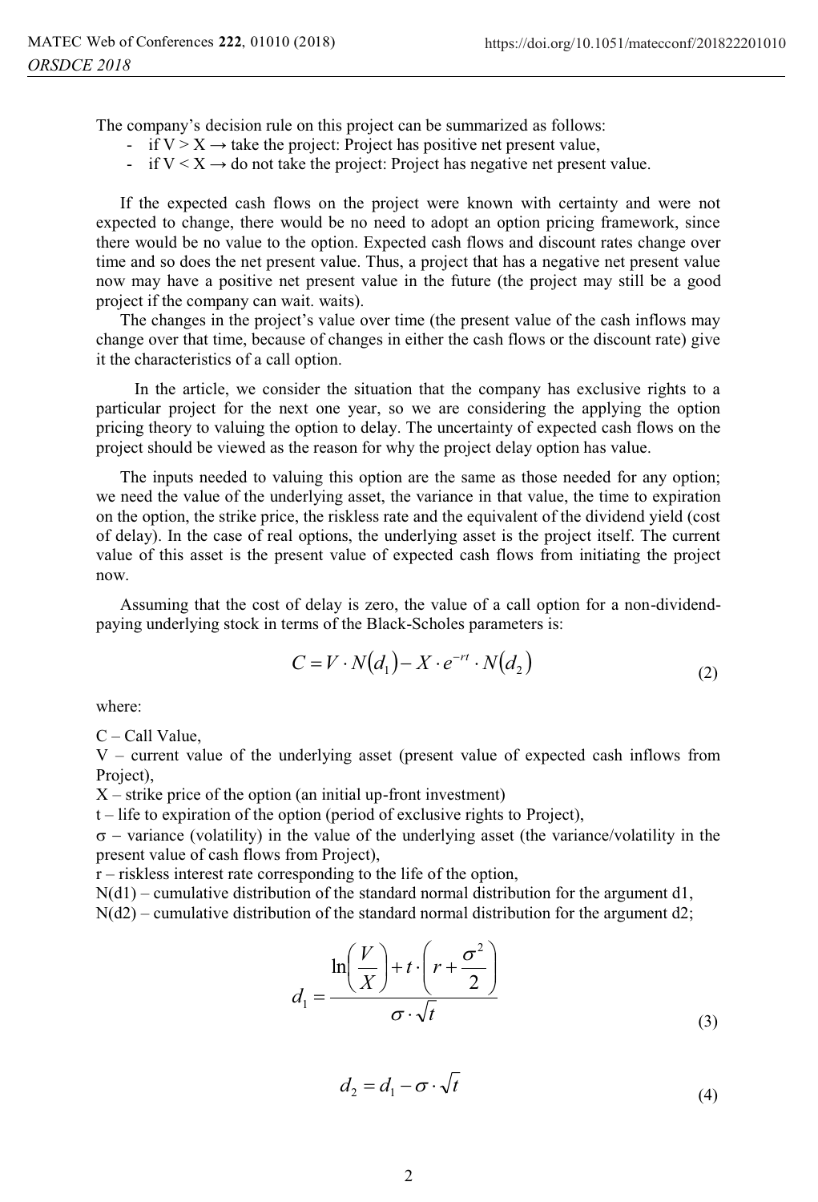The company's decision rule on this project can be summarized as follows:

- if $V > X \rightarrow$ take the project: Project has positive net present value,
- if $V < X \rightarrow$ do not take the project: Project has negative net present value.

If the expected cash flows on the project were known with certainty and were not expected to change, there would be no need to adopt an option pricing framework, since there would be no value to the option. Expected cash flows and discount rates change over time and so does the net present value. Thus, a project that has a negative net present value now may have a positive net present value in the future (the project may still be a good project if the company can wait. waits).

The changes in the project's value over time (the present value of the cash inflows may change over that time, because of changes in either the cash flows or the discount rate) give it the characteristics of a call option.

In the article, we consider the situation that the company has exclusive rights to a particular project for the next one year, so we are considering the applying the option pricing theory to valuing the option to delay. The uncertainty of expected cash flows on the project should be viewed as the reason for why the project delay option has value.

The inputs needed to valuing this option are the same as those needed for any option; we need the value of the underlying asset, the variance in that value, the time to expiration on the option, the strike price, the riskless rate and the equivalent of the dividend yield (cost of delay). In the case of real options, the underlying asset is the project itself. The current value of this asset is the present value of expected cash flows from initiating the project now.

Assuming that the cost of delay is zero, the value of a call option for a non-dividend-paying underlying stock in terms of the Black-Scholes parameters is:

$$C = V \cdot N(d_1) - X \cdot e^{-rt} \cdot N(d_2) \tag{2}$$

where:

C – Call Value,
V – current value of the underlying asset (present value of expected cash inflows from Project),
X – strike price of the option (an initial up-front investment)
t – life to expiration of the option (period of exclusive rights to Project),
$\sigma$ – variance (volatility) in the value of the underlying asset (the variance/volatility in the present value of cash flows from Project),
r – riskless interest rate corresponding to the life of the option,
N(d1) – cumulative distribution of the standard normal distribution for the argument d1,
N(d2) – cumulative distribution of the standard normal distribution for the argument d2;

$$d_1 = \frac{\ln\left(\frac{V}{X}\right) + t \cdot \left(r + \frac{\sigma^2}{2}\right)}{\sigma \cdot \sqrt{t}} \tag{3}$$

$$d_2 = d_1 - \sigma \cdot \sqrt{t} \tag{4}$$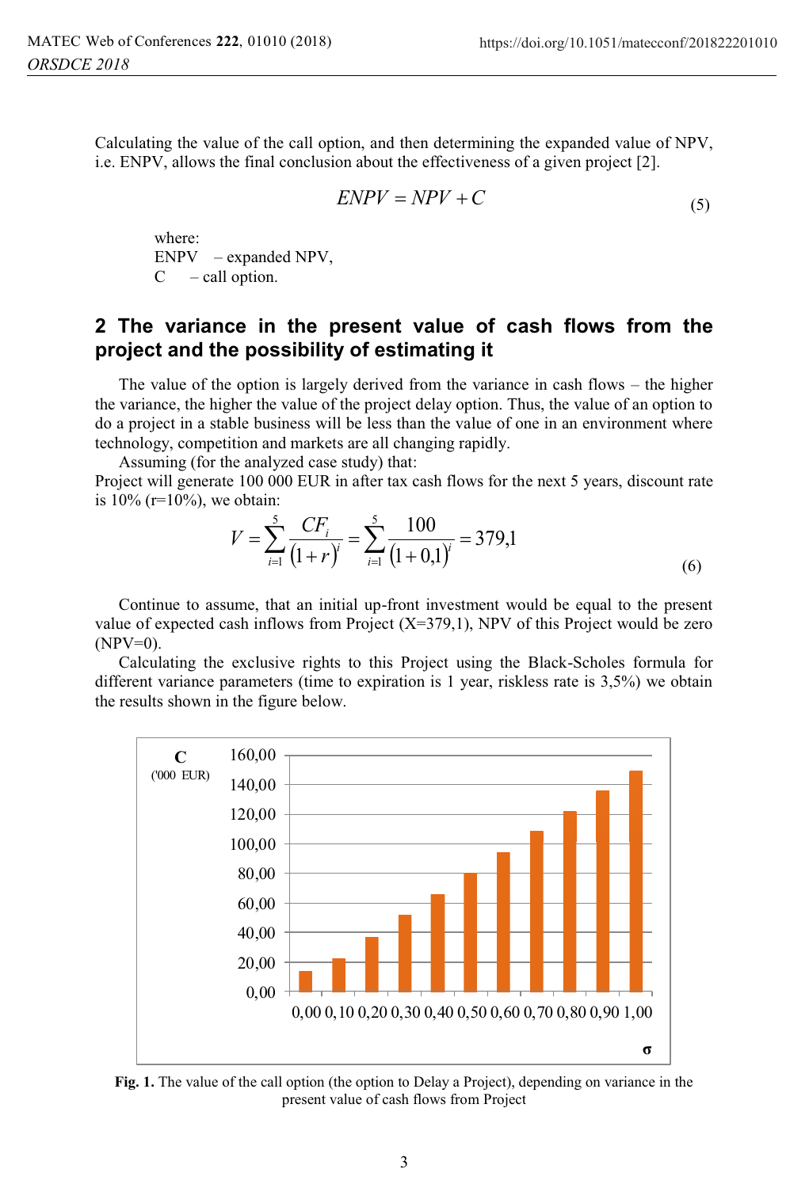Calculating the value of the call option, and then determining the expanded value of NPV, i.e. ENPV, allows the final conclusion about the effectiveness of a given project [2].

$$ENPV = NPV + C \tag{5}$$

where:
ENPV – expanded NPV,
C – call option.

## 2 The variance in the present value of cash flows from the project and the possibility of estimating it

The value of the option is largely derived from the variance in cash flows – the higher the variance, the higher the value of the project delay option. Thus, the value of an option to do a project in a stable business will be less than the value of one in an environment where technology, competition and markets are all changing rapidly.

Assuming (for the analyzed case study) that:
Project will generate 100 000 EUR in after tax cash flows for the next 5 years, discount rate is 10% (r=10%), we obtain:

$$V = \sum_{i=1}^{5} \frac{CF_i}{(1+r)^i} = \sum_{i=1}^{5} \frac{100}{(1+0{,}1)^i} = 379{,}1 \tag{6}$$

Continue to assume, that an initial up-front investment would be equal to the present value of expected cash inflows from Project (X=379,1), NPV of this Project would be zero (NPV=0).

Calculating the exclusive rights to this Project using the Black-Scholes formula for different variance parameters (time to expiration is 1 year, riskless rate is 3,5%) we obtain the results shown in the figure below.

**Fig. 1.** The value of the call option (the option to Delay a Project), depending on variance in the present value of cash flows from Project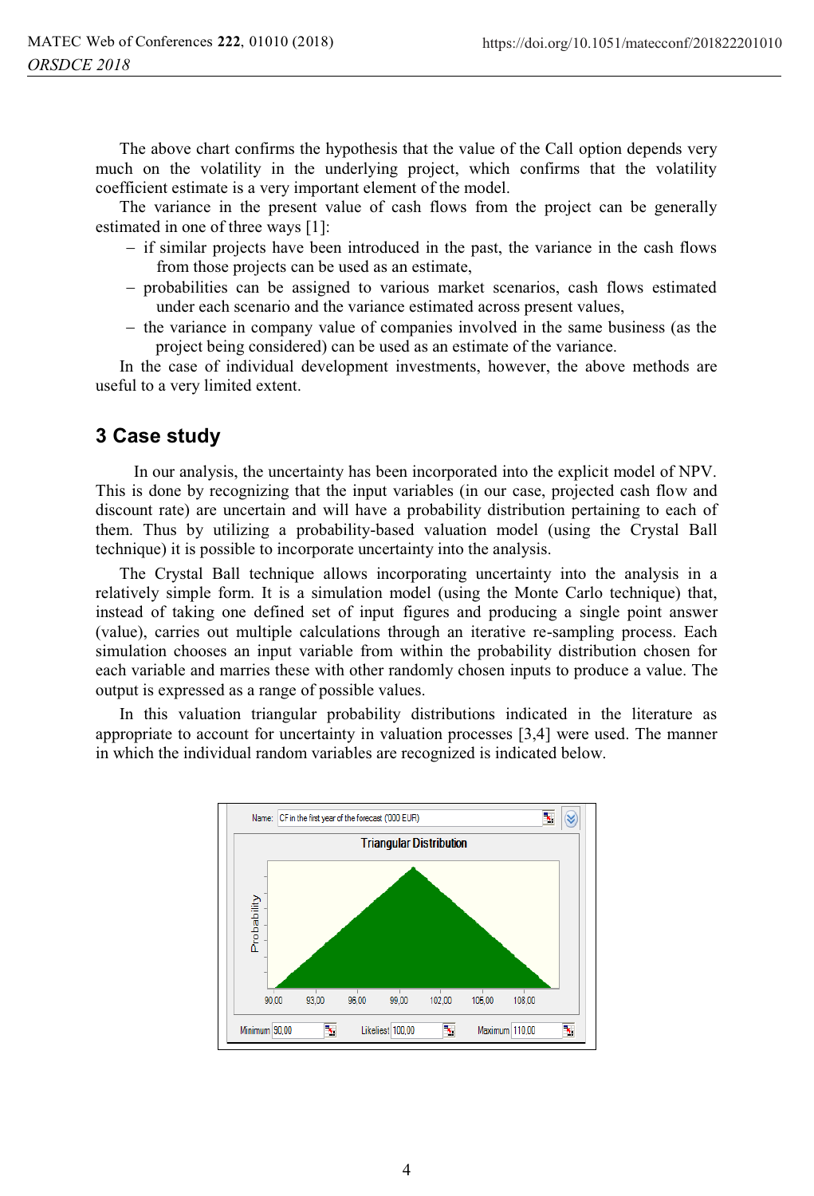The above chart confirms the hypothesis that the value of the Call option depends very much on the volatility in the underlying project, which confirms that the volatility coefficient estimate is a very important element of the model.

The variance in the present value of cash flows from the project can be generally estimated in one of three ways [1]:

- if similar projects have been introduced in the past, the variance in the cash flows from those projects can be used as an estimate,
- probabilities can be assigned to various market scenarios, cash flows estimated under each scenario and the variance estimated across present values,
- the variance in company value of companies involved in the same business (as the project being considered) can be used as an estimate of the variance.

In the case of individual development investments, however, the above methods are useful to a very limited extent.

## 3 Case study

In our analysis, the uncertainty has been incorporated into the explicit model of NPV. This is done by recognizing that the input variables (in our case, projected cash flow and discount rate) are uncertain and will have a probability distribution pertaining to each of them. Thus by utilizing a probability-based valuation model (using the Crystal Ball technique) it is possible to incorporate uncertainty into the analysis.

The Crystal Ball technique allows incorporating uncertainty into the analysis in a relatively simple form. It is a simulation model (using the Monte Carlo technique) that, instead of taking one defined set of input figures and producing a single point answer (value), carries out multiple calculations through an iterative re-sampling process. Each simulation chooses an input variable from within the probability distribution chosen for each variable and marries these with other randomly chosen inputs to produce a value. The output is expressed as a range of possible values.

In this valuation triangular probability distributions indicated in the literature as appropriate to account for uncertainty in valuation processes [3,4] were used. The manner in which the individual random variables are recognized is indicated below.

Name: CF in the first year of the forecast ('000 EUR)

Triangular Distribution

Probability

90,00 93,00 96,00 99,00 102,00 105,00 108,00

Minimum 90,00 Likeliest 100,00 Maximum 110,00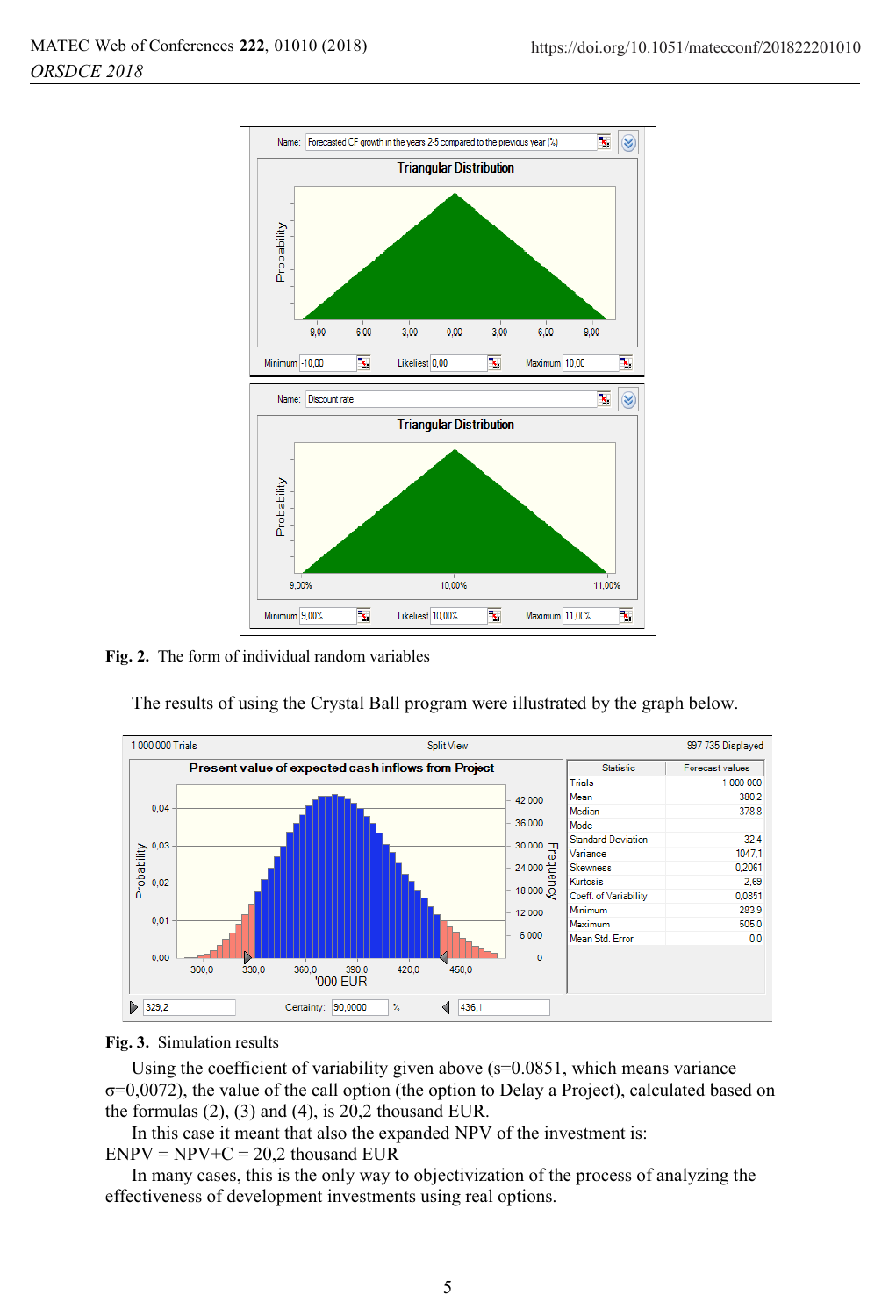Fig. 2. The form of individual random variables

The results of using the Crystal Ball program were illustrated by the graph below.

Fig. 3. Simulation results

Using the coefficient of variability given above (s=0.0851, which means variance σ=0,0072), the value of the call option (the option to Delay a Project), calculated based on the formulas (2), (3) and (4), is 20,2 thousand EUR.

In this case it meant that also the expanded NPV of the investment is:
ENPV = NPV+C = 20,2 thousand EUR

In many cases, this is the only way to objectivization of the process of analyzing the effectiveness of development investments using real options.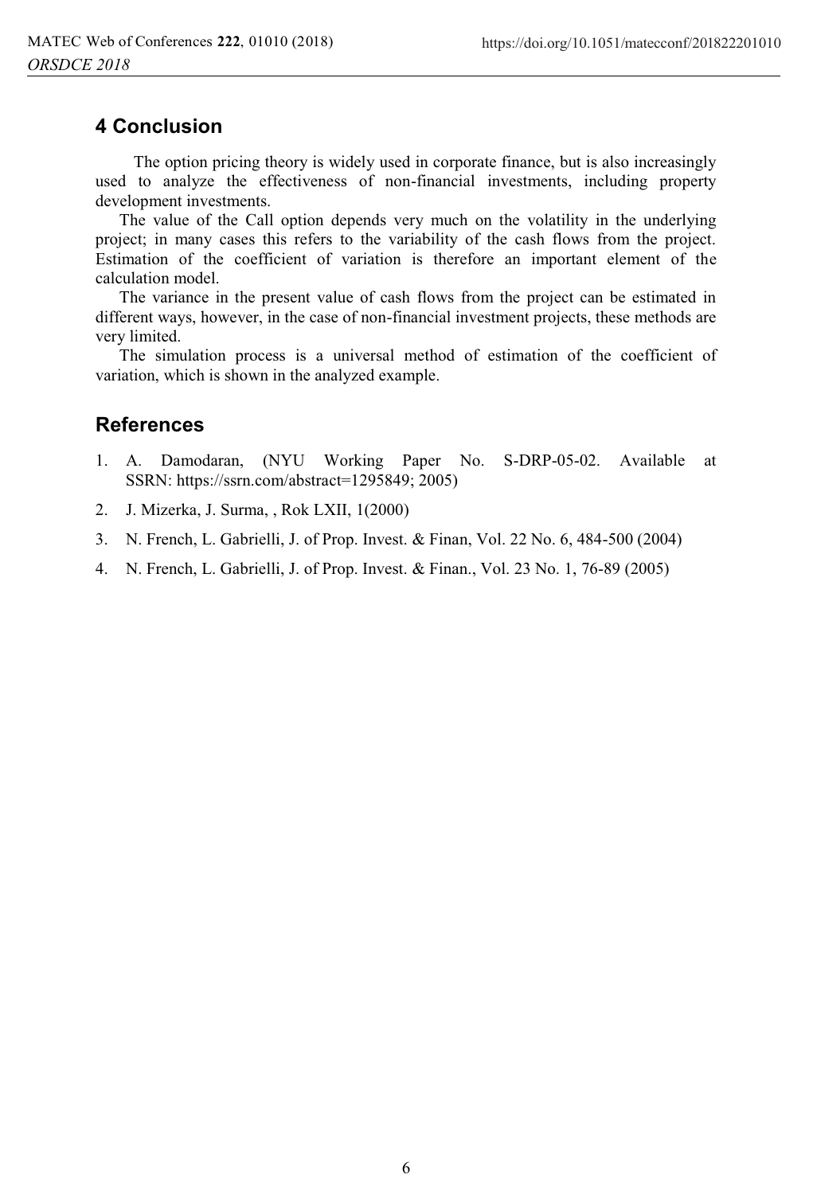## 4 Conclusion

The option pricing theory is widely used in corporate finance, but is also increasingly used to analyze the effectiveness of non-financial investments, including property development investments.

The value of the Call option depends very much on the volatility in the underlying project; in many cases this refers to the variability of the cash flows from the project. Estimation of the coefficient of variation is therefore an important element of the calculation model.

The variance in the present value of cash flows from the project can be estimated in different ways, however, in the case of non-financial investment projects, these methods are very limited.

The simulation process is a universal method of estimation of the coefficient of variation, which is shown in the analyzed example.

## References

1. A. Damodaran, (NYU Working Paper No. S-DRP-05-02. Available at SSRN: https://ssrn.com/abstract=1295849; 2005)
2. J. Mizerka, J. Surma, , Rok LXII, 1(2000)
3. N. French, L. Gabrielli, J. of Prop. Invest. & Finan, Vol. 22 No. 6, 484-500 (2004)
4. N. French, L. Gabrielli, J. of Prop. Invest. & Finan., Vol. 23 No. 1, 76-89 (2005)